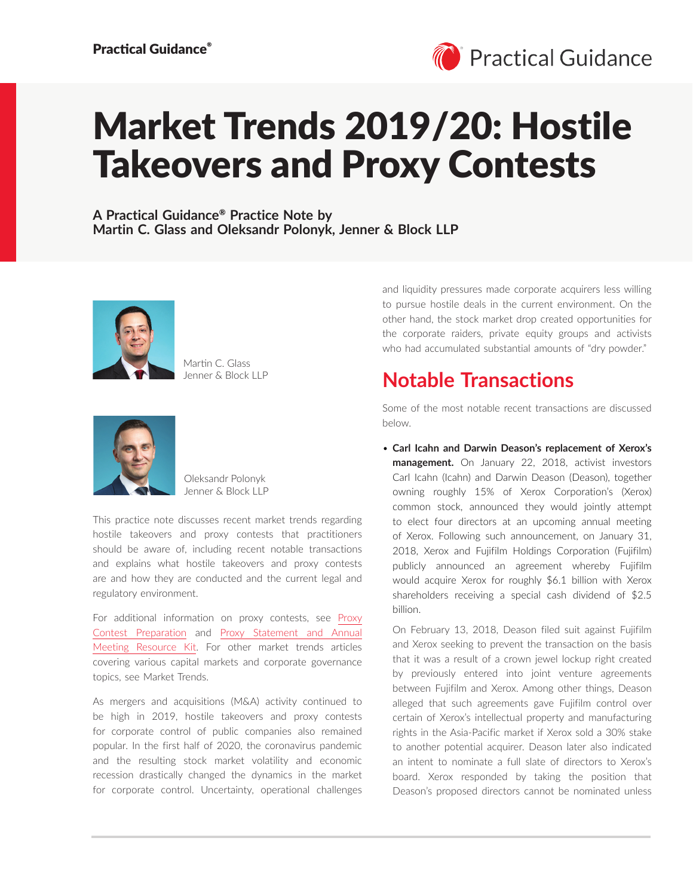# Market Trends 2019/20: Hostile Takeovers and Proxy Contests

**A Practical Guidance® Practice Note by**
**Martin C. Glass and Oleksandr Polonyk, Jenner & Block LLP**

Martin C. Glass
Jenner & Block LLP

Oleksandr Polonyk
Jenner & Block LLP

This practice note discusses recent market trends regarding hostile takeovers and proxy contests that practitioners should be aware of, including recent notable transactions and explains what hostile takeovers and proxy contests are and how they are conducted and the current legal and regulatory environment.

For additional information on proxy contests, see Proxy Contest Preparation and Proxy Statement and Annual Meeting Resource Kit. For other market trends articles covering various capital markets and corporate governance topics, see Market Trends.

As mergers and acquisitions (M&A) activity continued to be high in 2019, hostile takeovers and proxy contests for corporate control of public companies also remained popular. In the first half of 2020, the coronavirus pandemic and the resulting stock market volatility and economic recession drastically changed the dynamics in the market for corporate control. Uncertainty, operational challenges and liquidity pressures made corporate acquirers less willing to pursue hostile deals in the current environment. On the other hand, the stock market drop created opportunities for the corporate raiders, private equity groups and activists who had accumulated substantial amounts of "dry powder."

## Notable Transactions

Some of the most notable recent transactions are discussed below.

- **Carl Icahn and Darwin Deason's replacement of Xerox's management.** On January 22, 2018, activist investors Carl Icahn (Icahn) and Darwin Deason (Deason), together owning roughly 15% of Xerox Corporation's (Xerox) common stock, announced they would jointly attempt to elect four directors at an upcoming annual meeting of Xerox. Following such announcement, on January 31, 2018, Xerox and Fujifilm Holdings Corporation (Fujifilm) publicly announced an agreement whereby Fujifilm would acquire Xerox for roughly $6.1 billion with Xerox shareholders receiving a special cash dividend of $2.5 billion.

  On February 13, 2018, Deason filed suit against Fujifilm and Xerox seeking to prevent the transaction on the basis that it was a result of a crown jewel lockup right created by previously entered into joint venture agreements between Fujifilm and Xerox. Among other things, Deason alleged that such agreements gave Fujifilm control over certain of Xerox's intellectual property and manufacturing rights in the Asia-Pacific market if Xerox sold a 30% stake to another potential acquirer. Deason later also indicated an intent to nominate a full slate of directors to Xerox's board. Xerox responded by taking the position that Deason's proposed directors cannot be nominated unless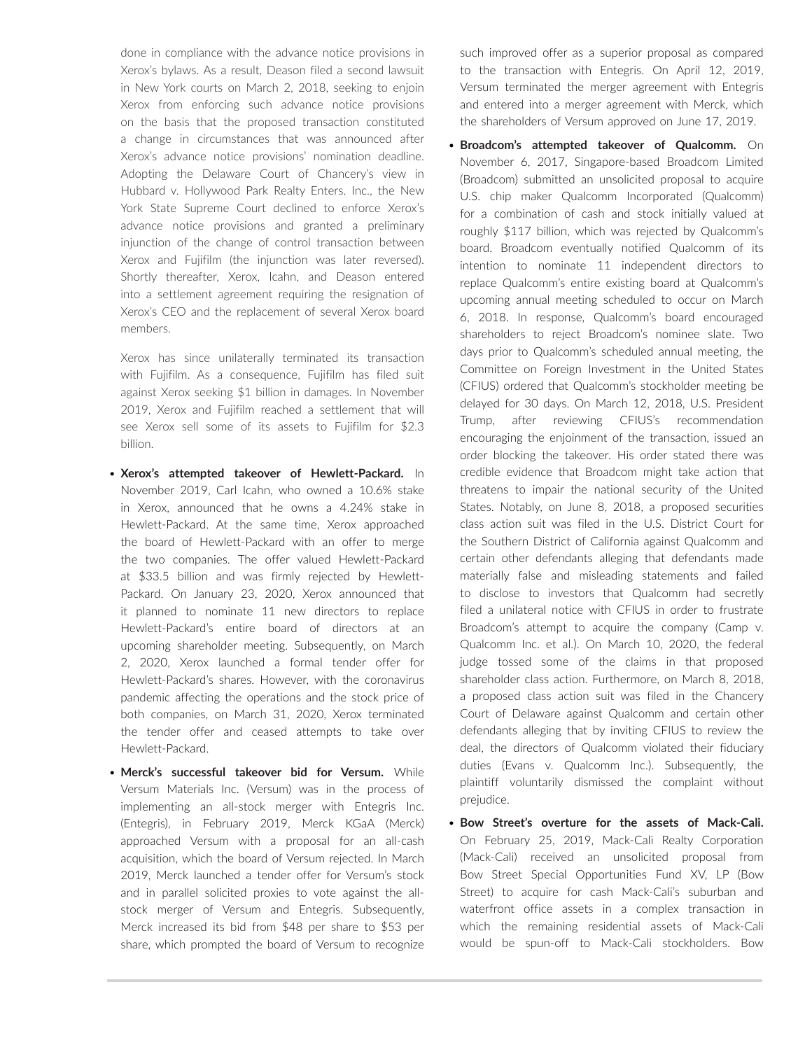done in compliance with the advance notice provisions in Xerox's bylaws. As a result, Deason filed a second lawsuit in New York courts on March 2, 2018, seeking to enjoin Xerox from enforcing such advance notice provisions on the basis that the proposed transaction constituted a change in circumstances that was announced after Xerox's advance notice provisions' nomination deadline. Adopting the Delaware Court of Chancery's view in Hubbard v. Hollywood Park Realty Enters. Inc., the New York State Supreme Court declined to enforce Xerox's advance notice provisions and granted a preliminary injunction of the change of control transaction between Xerox and Fujifilm (the injunction was later reversed). Shortly thereafter, Xerox, Icahn, and Deason entered into a settlement agreement requiring the resignation of Xerox's CEO and the replacement of several Xerox board members.

Xerox has since unilaterally terminated its transaction with Fujifilm. As a consequence, Fujifilm has filed suit against Xerox seeking $1 billion in damages. In November 2019, Xerox and Fujifilm reached a settlement that will see Xerox sell some of its assets to Fujifilm for $2.3 billion.

- **Xerox's attempted takeover of Hewlett-Packard.** In November 2019, Carl Icahn, who owned a 10.6% stake in Xerox, announced that he owns a 4.24% stake in Hewlett-Packard. At the same time, Xerox approached the board of Hewlett-Packard with an offer to merge the two companies. The offer valued Hewlett-Packard at $33.5 billion and was firmly rejected by Hewlett-Packard. On January 23, 2020, Xerox announced that it planned to nominate 11 new directors to replace Hewlett-Packard's entire board of directors at an upcoming shareholder meeting. Subsequently, on March 2, 2020, Xerox launched a formal tender offer for Hewlett-Packard's shares. However, with the coronavirus pandemic affecting the operations and the stock price of both companies, on March 31, 2020, Xerox terminated the tender offer and ceased attempts to take over Hewlett-Packard.
- **Merck's successful takeover bid for Versum.** While Versum Materials Inc. (Versum) was in the process of implementing an all-stock merger with Entegris Inc. (Entegris), in February 2019, Merck KGaA (Merck) approached Versum with a proposal for an all-cash acquisition, which the board of Versum rejected. In March 2019, Merck launched a tender offer for Versum's stock and in parallel solicited proxies to vote against the all-stock merger of Versum and Entegris. Subsequently, Merck increased its bid from $48 per share to $53 per share, which prompted the board of Versum to recognize such improved offer as a superior proposal as compared to the transaction with Entegris. On April 12, 2019, Versum terminated the merger agreement with Entegris and entered into a merger agreement with Merck, which the shareholders of Versum approved on June 17, 2019.
- **Broadcom's attempted takeover of Qualcomm.** On November 6, 2017, Singapore-based Broadcom Limited (Broadcom) submitted an unsolicited proposal to acquire U.S. chip maker Qualcomm Incorporated (Qualcomm) for a combination of cash and stock initially valued at roughly $117 billion, which was rejected by Qualcomm's board. Broadcom eventually notified Qualcomm of its intention to nominate 11 independent directors to replace Qualcomm's entire existing board at Qualcomm's upcoming annual meeting scheduled to occur on March 6, 2018. In response, Qualcomm's board encouraged shareholders to reject Broadcom's nominee slate. Two days prior to Qualcomm's scheduled annual meeting, the Committee on Foreign Investment in the United States (CFIUS) ordered that Qualcomm's stockholder meeting be delayed for 30 days. On March 12, 2018, U.S. President Trump, after reviewing CFIUS's recommendation encouraging the enjoinment of the transaction, issued an order blocking the takeover. His order stated there was credible evidence that Broadcom might take action that threatens to impair the national security of the United States. Notably, on June 8, 2018, a proposed securities class action suit was filed in the U.S. District Court for the Southern District of California against Qualcomm and certain other defendants alleging that defendants made materially false and misleading statements and failed to disclose to investors that Qualcomm had secretly filed a unilateral notice with CFIUS in order to frustrate Broadcom's attempt to acquire the company (Camp v. Qualcomm Inc. et al.). On March 10, 2020, the federal judge tossed some of the claims in that proposed shareholder class action. Furthermore, on March 8, 2018, a proposed class action suit was filed in the Chancery Court of Delaware against Qualcomm and certain other defendants alleging that by inviting CFIUS to review the deal, the directors of Qualcomm violated their fiduciary duties (Evans v. Qualcomm Inc.). Subsequently, the plaintiff voluntarily dismissed the complaint without prejudice.
- **Bow Street's overture for the assets of Mack-Cali.** On February 25, 2019, Mack-Cali Realty Corporation (Mack-Cali) received an unsolicited proposal from Bow Street Special Opportunities Fund XV, LP (Bow Street) to acquire for cash Mack-Cali's suburban and waterfront office assets in a complex transaction in which the remaining residential assets of Mack-Cali would be spun-off to Mack-Cali stockholders. Bow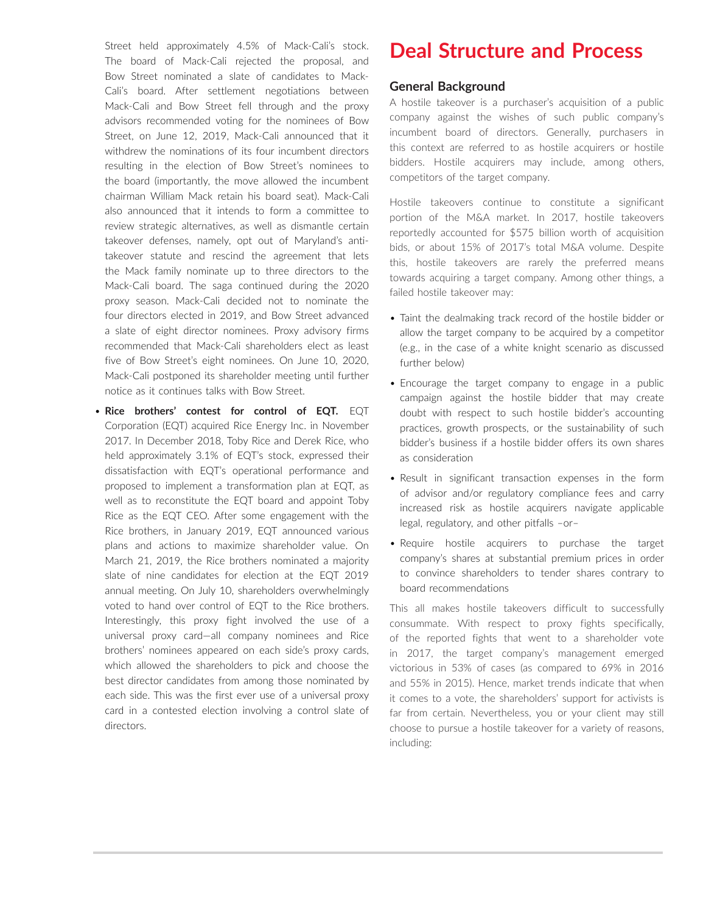Street held approximately 4.5% of Mack-Cali's stock. The board of Mack-Cali rejected the proposal, and Bow Street nominated a slate of candidates to Mack-Cali's board. After settlement negotiations between Mack-Cali and Bow Street fell through and the proxy advisors recommended voting for the nominees of Bow Street, on June 12, 2019, Mack-Cali announced that it withdrew the nominations of its four incumbent directors resulting in the election of Bow Street's nominees to the board (importantly, the move allowed the incumbent chairman William Mack retain his board seat). Mack-Cali also announced that it intends to form a committee to review strategic alternatives, as well as dismantle certain takeover defenses, namely, opt out of Maryland's anti-takeover statute and rescind the agreement that lets the Mack family nominate up to three directors to the Mack-Cali board. The saga continued during the 2020 proxy season. Mack-Cali decided not to nominate the four directors elected in 2019, and Bow Street advanced a slate of eight director nominees. Proxy advisory firms recommended that Mack-Cali shareholders elect as least five of Bow Street's eight nominees. On June 10, 2020, Mack-Cali postponed its shareholder meeting until further notice as it continues talks with Bow Street.

- **Rice brothers' contest for control of EQT.** EQT Corporation (EQT) acquired Rice Energy Inc. in November 2017. In December 2018, Toby Rice and Derek Rice, who held approximately 3.1% of EQT's stock, expressed their dissatisfaction with EQT's operational performance and proposed to implement a transformation plan at EQT, as well as to reconstitute the EQT board and appoint Toby Rice as the EQT CEO. After some engagement with the Rice brothers, in January 2019, EQT announced various plans and actions to maximize shareholder value. On March 21, 2019, the Rice brothers nominated a majority slate of nine candidates for election at the EQT 2019 annual meeting. On July 10, shareholders overwhelmingly voted to hand over control of EQT to the Rice brothers. Interestingly, this proxy fight involved the use of a universal proxy card—all company nominees and Rice brothers' nominees appeared on each side's proxy cards, which allowed the shareholders to pick and choose the best director candidates from among those nominated by each side. This was the first ever use of a universal proxy card in a contested election involving a control slate of directors.

# Deal Structure and Process

## General Background

A hostile takeover is a purchaser's acquisition of a public company against the wishes of such public company's incumbent board of directors. Generally, purchasers in this context are referred to as hostile acquirers or hostile bidders. Hostile acquirers may include, among others, competitors of the target company.

Hostile takeovers continue to constitute a significant portion of the M&A market. In 2017, hostile takeovers reportedly accounted for $575 billion worth of acquisition bids, or about 15% of 2017's total M&A volume. Despite this, hostile takeovers are rarely the preferred means towards acquiring a target company. Among other things, a failed hostile takeover may:

- Taint the dealmaking track record of the hostile bidder or allow the target company to be acquired by a competitor (e.g., in the case of a white knight scenario as discussed further below)
- Encourage the target company to engage in a public campaign against the hostile bidder that may create doubt with respect to such hostile bidder's accounting practices, growth prospects, or the sustainability of such bidder's business if a hostile bidder offers its own shares as consideration
- Result in significant transaction expenses in the form of advisor and/or regulatory compliance fees and carry increased risk as hostile acquirers navigate applicable legal, regulatory, and other pitfalls –or–
- Require hostile acquirers to purchase the target company's shares at substantial premium prices in order to convince shareholders to tender shares contrary to board recommendations

This all makes hostile takeovers difficult to successfully consummate. With respect to proxy fights specifically, of the reported fights that went to a shareholder vote in 2017, the target company's management emerged victorious in 53% of cases (as compared to 69% in 2016 and 55% in 2015). Hence, market trends indicate that when it comes to a vote, the shareholders' support for activists is far from certain. Nevertheless, you or your client may still choose to pursue a hostile takeover for a variety of reasons, including: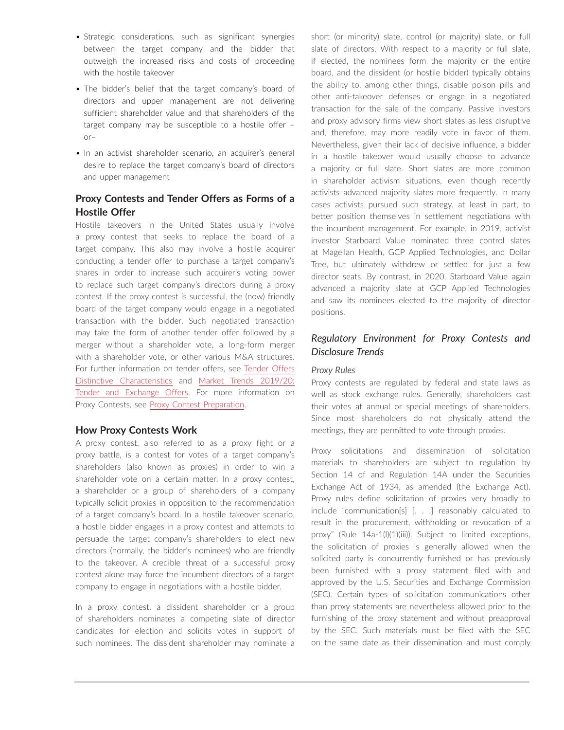- Strategic considerations, such as significant synergies between the target company and the bidder that outweigh the increased risks and costs of proceeding with the hostile takeover
- The bidder's belief that the target company's board of directors and upper management are not delivering sufficient shareholder value and that shareholders of the target company may be susceptible to a hostile offer –or–
- In an activist shareholder scenario, an acquirer's general desire to replace the target company's board of directors and upper management

## Proxy Contests and Tender Offers as Forms of a Hostile Offer

Hostile takeovers in the United States usually involve a proxy contest that seeks to replace the board of a target company. This also may involve a hostile acquirer conducting a tender offer to purchase a target company's shares in order to increase such acquirer's voting power to replace such target company's directors during a proxy contest. If the proxy contest is successful, the (now) friendly board of the target company would engage in a negotiated transaction with the bidder. Such negotiated transaction may take the form of another tender offer followed by a merger without a shareholder vote, a long-form merger with a shareholder vote, or other various M&A structures. For further information on tender offers, see Tender Offers Distinctive Characteristics and Market Trends 2019/20: Tender and Exchange Offers. For more information on Proxy Contests, see Proxy Contest Preparation.

## How Proxy Contests Work

A proxy contest, also referred to as a proxy fight or a proxy battle, is a contest for votes of a target company's shareholders (also known as proxies) in order to win a shareholder vote on a certain matter. In a proxy contest, a shareholder or a group of shareholders of a company typically solicit proxies in opposition to the recommendation of a target company's board. In a hostile takeover scenario, a hostile bidder engages in a proxy contest and attempts to persuade the target company's shareholders to elect new directors (normally, the bidder's nominees) who are friendly to the takeover. A credible threat of a successful proxy contest alone may force the incumbent directors of a target company to engage in negotiations with a hostile bidder.

In a proxy contest, a dissident shareholder or a group of shareholders nominates a competing slate of director candidates for election and solicits votes in support of such nominees. The dissident shareholder may nominate a short (or minority) slate, control (or majority) slate, or full slate of directors. With respect to a majority or full slate, if elected, the nominees form the majority or the entire board, and the dissident (or hostile bidder) typically obtains the ability to, among other things, disable poison pills and other anti-takeover defenses or engage in a negotiated transaction for the sale of the company. Passive investors and proxy advisory firms view short slates as less disruptive and, therefore, may more readily vote in favor of them. Nevertheless, given their lack of decisive influence, a bidder in a hostile takeover would usually choose to advance a majority or full slate. Short slates are more common in shareholder activism situations, even though recently activists advanced majority slates more frequently. In many cases activists pursued such strategy, at least in part, to better position themselves in settlement negotiations with the incumbent management. For example, in 2019, activist investor Starboard Value nominated three control slates at Magellan Health, GCP Applied Technologies, and Dollar Tree, but ultimately withdrew or settled for just a few director seats. By contrast, in 2020, Starboard Value again advanced a majority slate at GCP Applied Technologies and saw its nominees elected to the majority of director positions.

### *Regulatory Environment for Proxy Contests and Disclosure Trends*

#### *Proxy Rules*

Proxy contests are regulated by federal and state laws as well as stock exchange rules. Generally, shareholders cast their votes at annual or special meetings of shareholders. Since most shareholders do not physically attend the meetings, they are permitted to vote through proxies.

Proxy solicitations and dissemination of solicitation materials to shareholders are subject to regulation by Section 14 of and Regulation 14A under the Securities Exchange Act of 1934, as amended (the Exchange Act). Proxy rules define solicitation of proxies very broadly to include "communication[s] [. . .] reasonably calculated to result in the procurement, withholding or revocation of a proxy" (Rule 14a-1(l)(1)(iii)). Subject to limited exceptions, the solicitation of proxies is generally allowed when the solicited party is concurrently furnished or has previously been furnished with a proxy statement filed with and approved by the U.S. Securities and Exchange Commission (SEC). Certain types of solicitation communications other than proxy statements are nevertheless allowed prior to the furnishing of the proxy statement and without preapproval by the SEC. Such materials must be filed with the SEC on the same date as their dissemination and must comply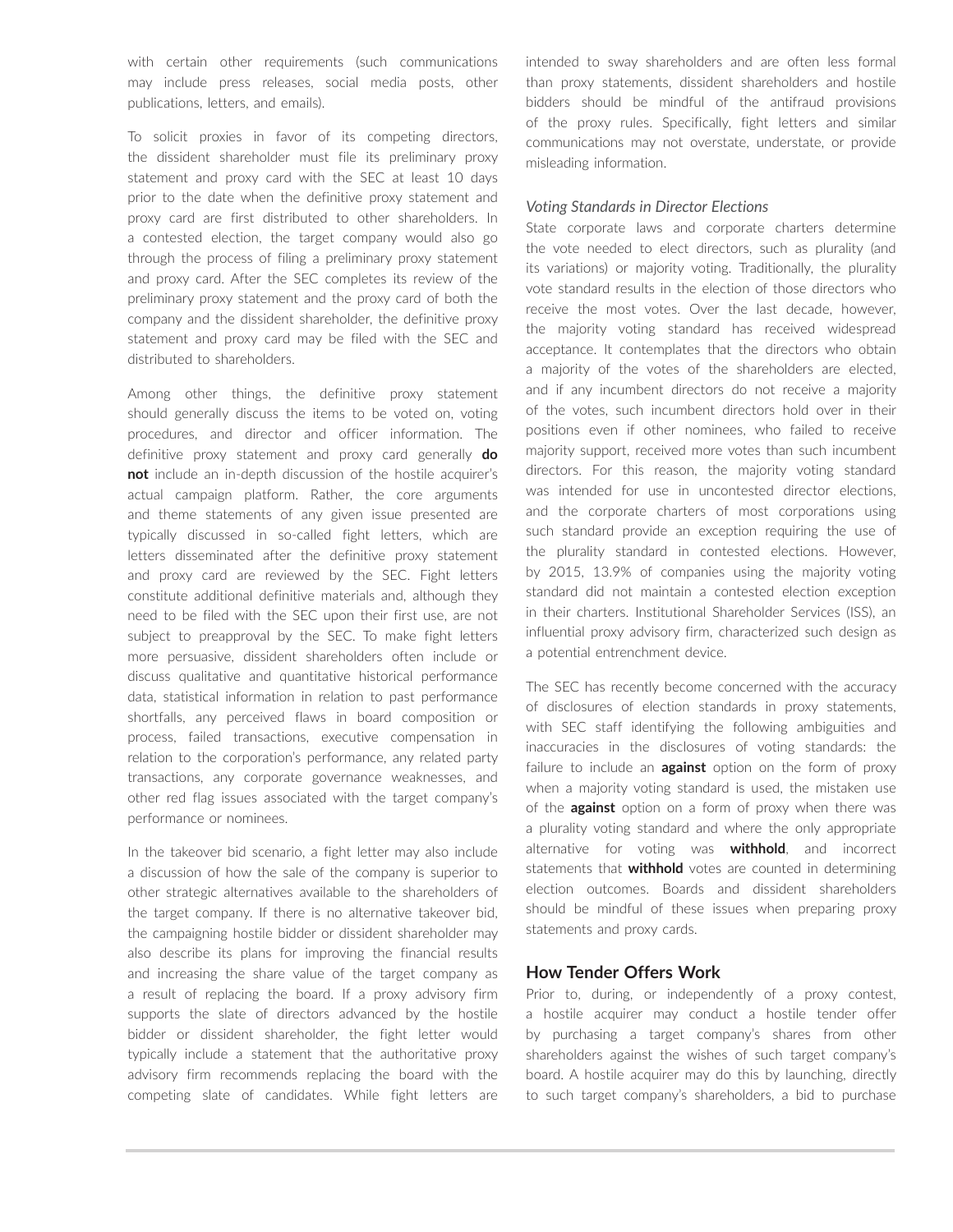with certain other requirements (such communications may include press releases, social media posts, other publications, letters, and emails).

To solicit proxies in favor of its competing directors, the dissident shareholder must file its preliminary proxy statement and proxy card with the SEC at least 10 days prior to the date when the definitive proxy statement and proxy card are first distributed to other shareholders. In a contested election, the target company would also go through the process of filing a preliminary proxy statement and proxy card. After the SEC completes its review of the preliminary proxy statement and the proxy card of both the company and the dissident shareholder, the definitive proxy statement and proxy card may be filed with the SEC and distributed to shareholders.

Among other things, the definitive proxy statement should generally discuss the items to be voted on, voting procedures, and director and officer information. The definitive proxy statement and proxy card generally **do not** include an in-depth discussion of the hostile acquirer's actual campaign platform. Rather, the core arguments and theme statements of any given issue presented are typically discussed in so-called fight letters, which are letters disseminated after the definitive proxy statement and proxy card are reviewed by the SEC. Fight letters constitute additional definitive materials and, although they need to be filed with the SEC upon their first use, are not subject to preapproval by the SEC. To make fight letters more persuasive, dissident shareholders often include or discuss qualitative and quantitative historical performance data, statistical information in relation to past performance shortfalls, any perceived flaws in board composition or process, failed transactions, executive compensation in relation to the corporation's performance, any related party transactions, any corporate governance weaknesses, and other red flag issues associated with the target company's performance or nominees.

In the takeover bid scenario, a fight letter may also include a discussion of how the sale of the company is superior to other strategic alternatives available to the shareholders of the target company. If there is no alternative takeover bid, the campaigning hostile bidder or dissident shareholder may also describe its plans for improving the financial results and increasing the share value of the target company as a result of replacing the board. If a proxy advisory firm supports the slate of directors advanced by the hostile bidder or dissident shareholder, the fight letter would typically include a statement that the authoritative proxy advisory firm recommends replacing the board with the competing slate of candidates. While fight letters are intended to sway shareholders and are often less formal than proxy statements, dissident shareholders and hostile bidders should be mindful of the antifraud provisions of the proxy rules. Specifically, fight letters and similar communications may not overstate, understate, or provide misleading information.

### *Voting Standards in Director Elections*

State corporate laws and corporate charters determine the vote needed to elect directors, such as plurality (and its variations) or majority voting. Traditionally, the plurality vote standard results in the election of those directors who receive the most votes. Over the last decade, however, the majority voting standard has received widespread acceptance. It contemplates that the directors who obtain a majority of the votes of the shareholders are elected, and if any incumbent directors do not receive a majority of the votes, such incumbent directors hold over in their positions even if other nominees, who failed to receive majority support, received more votes than such incumbent directors. For this reason, the majority voting standard was intended for use in uncontested director elections, and the corporate charters of most corporations using such standard provide an exception requiring the use of the plurality standard in contested elections. However, by 2015, 13.9% of companies using the majority voting standard did not maintain a contested election exception in their charters. Institutional Shareholder Services (ISS), an influential proxy advisory firm, characterized such design as a potential entrenchment device.

The SEC has recently become concerned with the accuracy of disclosures of election standards in proxy statements, with SEC staff identifying the following ambiguities and inaccuracies in the disclosures of voting standards: the failure to include an **against** option on the form of proxy when a majority voting standard is used, the mistaken use of the **against** option on a form of proxy when there was a plurality voting standard and where the only appropriate alternative for voting was **withhold**, and incorrect statements that **withhold** votes are counted in determining election outcomes. Boards and dissident shareholders should be mindful of these issues when preparing proxy statements and proxy cards.

## How Tender Offers Work

Prior to, during, or independently of a proxy contest, a hostile acquirer may conduct a hostile tender offer by purchasing a target company's shares from other shareholders against the wishes of such target company's board. A hostile acquirer may do this by launching, directly to such target company's shareholders, a bid to purchase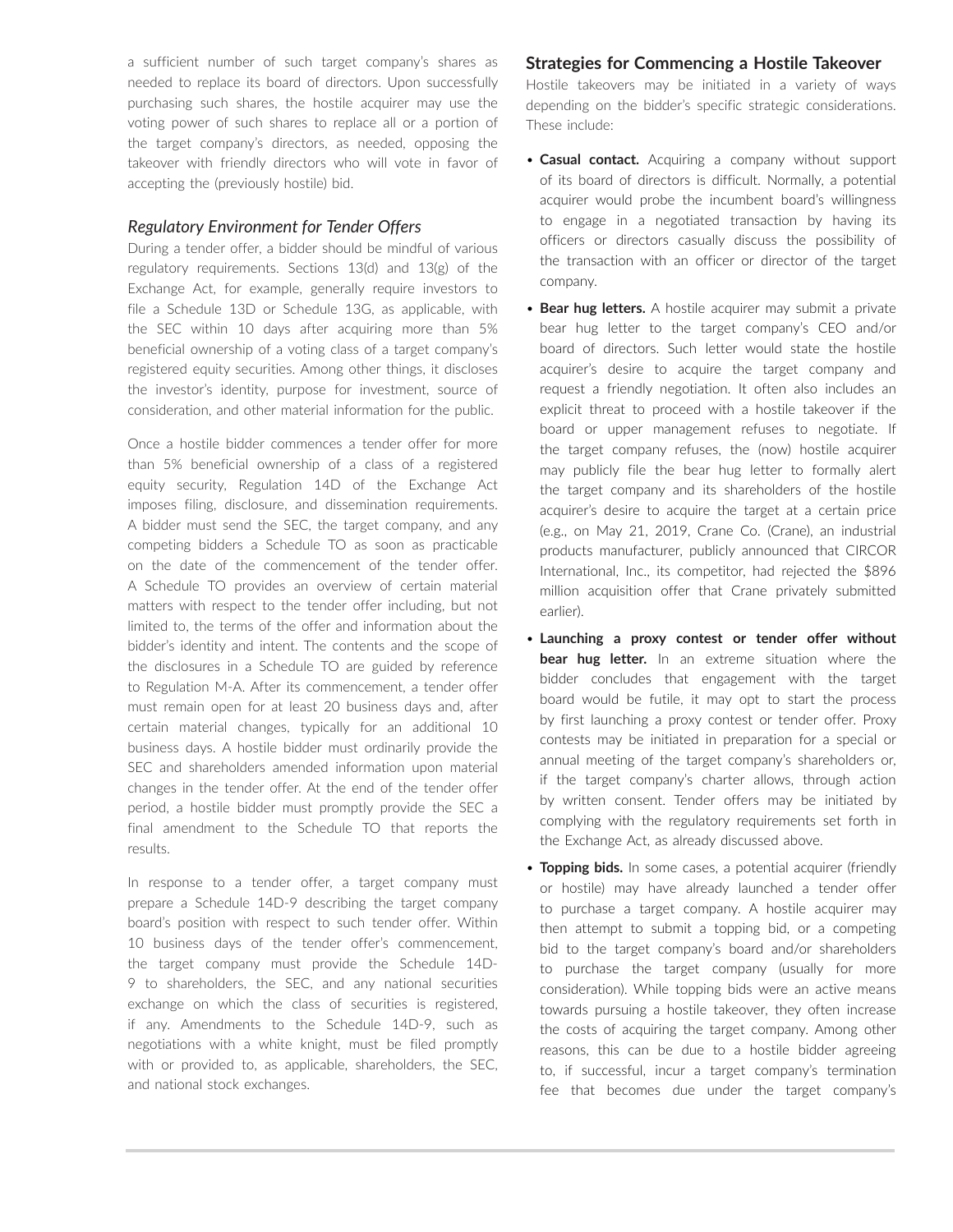a sufficient number of such target company's shares as needed to replace its board of directors. Upon successfully purchasing such shares, the hostile acquirer may use the voting power of such shares to replace all or a portion of the target company's directors, as needed, opposing the takeover with friendly directors who will vote in favor of accepting the (previously hostile) bid.

### *Regulatory Environment for Tender Offers*

During a tender offer, a bidder should be mindful of various regulatory requirements. Sections 13(d) and 13(g) of the Exchange Act, for example, generally require investors to file a Schedule 13D or Schedule 13G, as applicable, with the SEC within 10 days after acquiring more than 5% beneficial ownership of a voting class of a target company's registered equity securities. Among other things, it discloses the investor's identity, purpose for investment, source of consideration, and other material information for the public.

Once a hostile bidder commences a tender offer for more than 5% beneficial ownership of a class of a registered equity security, Regulation 14D of the Exchange Act imposes filing, disclosure, and dissemination requirements. A bidder must send the SEC, the target company, and any competing bidders a Schedule TO as soon as practicable on the date of the commencement of the tender offer. A Schedule TO provides an overview of certain material matters with respect to the tender offer including, but not limited to, the terms of the offer and information about the bidder's identity and intent. The contents and the scope of the disclosures in a Schedule TO are guided by reference to Regulation M-A. After its commencement, a tender offer must remain open for at least 20 business days and, after certain material changes, typically for an additional 10 business days. A hostile bidder must ordinarily provide the SEC and shareholders amended information upon material changes in the tender offer. At the end of the tender offer period, a hostile bidder must promptly provide the SEC a final amendment to the Schedule TO that reports the results.

In response to a tender offer, a target company must prepare a Schedule 14D-9 describing the target company board's position with respect to such tender offer. Within 10 business days of the tender offer's commencement, the target company must provide the Schedule 14D-9 to shareholders, the SEC, and any national securities exchange on which the class of securities is registered, if any. Amendments to the Schedule 14D-9, such as negotiations with a white knight, must be filed promptly with or provided to, as applicable, shareholders, the SEC, and national stock exchanges.

## Strategies for Commencing a Hostile Takeover

Hostile takeovers may be initiated in a variety of ways depending on the bidder's specific strategic considerations. These include:

- **Casual contact.** Acquiring a company without support of its board of directors is difficult. Normally, a potential acquirer would probe the incumbent board's willingness to engage in a negotiated transaction by having its officers or directors casually discuss the possibility of the transaction with an officer or director of the target company.
- **Bear hug letters.** A hostile acquirer may submit a private bear hug letter to the target company's CEO and/or board of directors. Such letter would state the hostile acquirer's desire to acquire the target company and request a friendly negotiation. It often also includes an explicit threat to proceed with a hostile takeover if the board or upper management refuses to negotiate. If the target company refuses, the (now) hostile acquirer may publicly file the bear hug letter to formally alert the target company and its shareholders of the hostile acquirer's desire to acquire the target at a certain price (e.g., on May 21, 2019, Crane Co. (Crane), an industrial products manufacturer, publicly announced that CIRCOR International, Inc., its competitor, had rejected the $896 million acquisition offer that Crane privately submitted earlier).
- **Launching a proxy contest or tender offer without bear hug letter.** In an extreme situation where the bidder concludes that engagement with the target board would be futile, it may opt to start the process by first launching a proxy contest or tender offer. Proxy contests may be initiated in preparation for a special or annual meeting of the target company's shareholders or, if the target company's charter allows, through action by written consent. Tender offers may be initiated by complying with the regulatory requirements set forth in the Exchange Act, as already discussed above.
- **Topping bids.** In some cases, a potential acquirer (friendly or hostile) may have already launched a tender offer to purchase a target company. A hostile acquirer may then attempt to submit a topping bid, or a competing bid to the target company's board and/or shareholders to purchase the target company (usually for more consideration). While topping bids were an active means towards pursuing a hostile takeover, they often increase the costs of acquiring the target company. Among other reasons, this can be due to a hostile bidder agreeing to, if successful, incur a target company's termination fee that becomes due under the target company's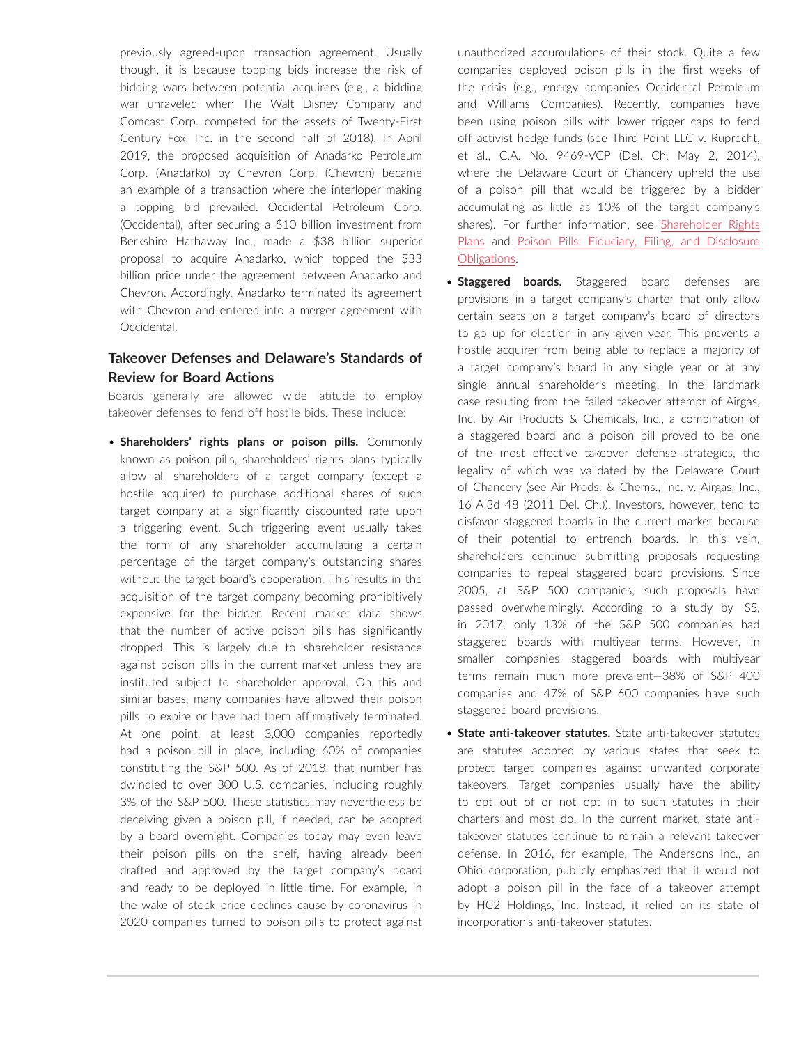previously agreed-upon transaction agreement. Usually though, it is because topping bids increase the risk of bidding wars between potential acquirers (e.g., a bidding war unraveled when The Walt Disney Company and Comcast Corp. competed for the assets of Twenty-First Century Fox, Inc. in the second half of 2018). In April 2019, the proposed acquisition of Anadarko Petroleum Corp. (Anadarko) by Chevron Corp. (Chevron) became an example of a transaction where the interloper making a topping bid prevailed. Occidental Petroleum Corp. (Occidental), after securing a $10 billion investment from Berkshire Hathaway Inc., made a $38 billion superior proposal to acquire Anadarko, which topped the $33 billion price under the agreement between Anadarko and Chevron. Accordingly, Anadarko terminated its agreement with Chevron and entered into a merger agreement with Occidental.

## Takeover Defenses and Delaware's Standards of Review for Board Actions

Boards generally are allowed wide latitude to employ takeover defenses to fend off hostile bids. These include:

- **Shareholders' rights plans or poison pills.** Commonly known as poison pills, shareholders' rights plans typically allow all shareholders of a target company (except a hostile acquirer) to purchase additional shares of such target company at a significantly discounted rate upon a triggering event. Such triggering event usually takes the form of any shareholder accumulating a certain percentage of the target company's outstanding shares without the target board's cooperation. This results in the acquisition of the target company becoming prohibitively expensive for the bidder. Recent market data shows that the number of active poison pills has significantly dropped. This is largely due to shareholder resistance against poison pills in the current market unless they are instituted subject to shareholder approval. On this and similar bases, many companies have allowed their poison pills to expire or have had them affirmatively terminated. At one point, at least 3,000 companies reportedly had a poison pill in place, including 60% of companies constituting the S&P 500. As of 2018, that number has dwindled to over 300 U.S. companies, including roughly 3% of the S&P 500. These statistics may nevertheless be deceiving given a poison pill, if needed, can be adopted by a board overnight. Companies today may even leave their poison pills on the shelf, having already been drafted and approved by the target company's board and ready to be deployed in little time. For example, in the wake of stock price declines cause by coronavirus in 2020 companies turned to poison pills to protect against unauthorized accumulations of their stock. Quite a few companies deployed poison pills in the first weeks of the crisis (e.g., energy companies Occidental Petroleum and Williams Companies). Recently, companies have been using poison pills with lower trigger caps to fend off activist hedge funds (see Third Point LLC v. Ruprecht, et al., C.A. No. 9469-VCP (Del. Ch. May 2, 2014), where the Delaware Court of Chancery upheld the use of a poison pill that would be triggered by a bidder accumulating as little as 10% of the target company's shares). For further information, see Shareholder Rights Plans and Poison Pills: Fiduciary, Filing, and Disclosure Obligations.
- **Staggered boards.** Staggered board defenses are provisions in a target company's charter that only allow certain seats on a target company's board of directors to go up for election in any given year. This prevents a hostile acquirer from being able to replace a majority of a target company's board in any single year or at any single annual shareholder's meeting. In the landmark case resulting from the failed takeover attempt of Airgas, Inc. by Air Products & Chemicals, Inc., a combination of a staggered board and a poison pill proved to be one of the most effective takeover defense strategies, the legality of which was validated by the Delaware Court of Chancery (see Air Prods. & Chems., Inc. v. Airgas, Inc., 16 A.3d 48 (2011 Del. Ch.)). Investors, however, tend to disfavor staggered boards in the current market because of their potential to entrench boards. In this vein, shareholders continue submitting proposals requesting companies to repeal staggered board provisions. Since 2005, at S&P 500 companies, such proposals have passed overwhelmingly. According to a study by ISS, in 2017, only 13% of the S&P 500 companies had staggered boards with multiyear terms. However, in smaller companies staggered boards with multiyear terms remain much more prevalent—38% of S&P 400 companies and 47% of S&P 600 companies have such staggered board provisions.
- **State anti-takeover statutes.** State anti-takeover statutes are statutes adopted by various states that seek to protect target companies against unwanted corporate takeovers. Target companies usually have the ability to opt out of or not opt in to such statutes in their charters and most do. In the current market, state anti-takeover statutes continue to remain a relevant takeover defense. In 2016, for example, The Andersons Inc., an Ohio corporation, publicly emphasized that it would not adopt a poison pill in the face of a takeover attempt by HC2 Holdings, Inc. Instead, it relied on its state of incorporation's anti-takeover statutes.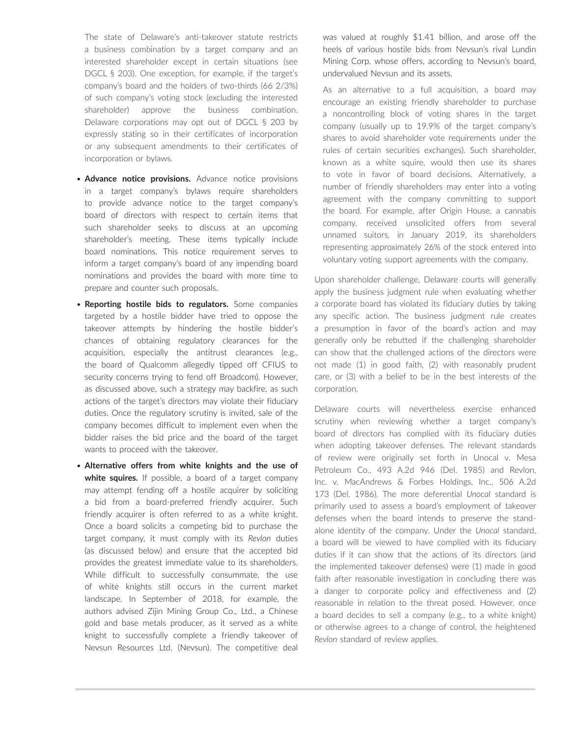The state of Delaware's anti-takeover statute restricts a business combination by a target company and an interested shareholder except in certain situations (see DGCL § 203). One exception, for example, if the target's company's board and the holders of two-thirds (66 2/3%) of such company's voting stock (excluding the interested shareholder) approve the business combination. Delaware corporations may opt out of DGCL § 203 by expressly stating so in their certificates of incorporation or any subsequent amendments to their certificates of incorporation or bylaws.

- **Advance notice provisions.** Advance notice provisions in a target company's bylaws require shareholders to provide advance notice to the target company's board of directors with respect to certain items that such shareholder seeks to discuss at an upcoming shareholder's meeting. These items typically include board nominations. This notice requirement serves to inform a target company's board of any impending board nominations and provides the board with more time to prepare and counter such proposals.
- **Reporting hostile bids to regulators.** Some companies targeted by a hostile bidder have tried to oppose the takeover attempts by hindering the hostile bidder's chances of obtaining regulatory clearances for the acquisition, especially the antitrust clearances (e.g., the board of Qualcomm allegedly tipped off CFIUS to security concerns trying to fend off Broadcom). However, as discussed above, such a strategy may backfire, as such actions of the target's directors may violate their fiduciary duties. Once the regulatory scrutiny is invited, sale of the company becomes difficult to implement even when the bidder raises the bid price and the board of the target wants to proceed with the takeover.
- **Alternative offers from white knights and the use of white squires.** If possible, a board of a target company may attempt fending off a hostile acquirer by soliciting a bid from a board-preferred friendly acquirer. Such friendly acquirer is often referred to as a white knight. Once a board solicits a competing bid to purchase the target company, it must comply with its *Revlon* duties (as discussed below) and ensure that the accepted bid provides the greatest immediate value to its shareholders. While difficult to successfully consummate, the use of white knights still occurs in the current market landscape. In September of 2018, for example, the authors advised Zijin Mining Group Co., Ltd., a Chinese gold and base metals producer, as it served as a white knight to successfully complete a friendly takeover of Nevsun Resources Ltd. (Nevsun). The competitive deal was valued at roughly $1.41 billion, and arose off the heels of various hostile bids from Nevsun's rival Lundin Mining Corp. whose offers, according to Nevsun's board, undervalued Nevsun and its assets.

  As an alternative to a full acquisition, a board may encourage an existing friendly shareholder to purchase a noncontrolling block of voting shares in the target company (usually up to 19.9% of the target company's shares to avoid shareholder vote requirements under the rules of certain securities exchanges). Such shareholder, known as a white squire, would then use its shares to vote in favor of board decisions. Alternatively, a number of friendly shareholders may enter into a voting agreement with the company committing to support the board. For example, after Origin House, a cannabis company, received unsolicited offers from several unnamed suitors, in January 2019, its shareholders representing approximately 26% of the stock entered into voluntary voting support agreements with the company.

Upon shareholder challenge, Delaware courts will generally apply the business judgment rule when evaluating whether a corporate board has violated its fiduciary duties by taking any specific action. The business judgment rule creates a presumption in favor of the board's action and may generally only be rebutted if the challenging shareholder can show that the challenged actions of the directors were not made (1) in good faith, (2) with reasonably prudent care, or (3) with a belief to be in the best interests of the corporation.

Delaware courts will nevertheless exercise enhanced scrutiny when reviewing whether a target company's board of directors has complied with its fiduciary duties when adopting takeover defenses. The relevant standards of review were originally set forth in Unocal v. Mesa Petroleum Co., 493 A.2d 946 (Del. 1985) and Revlon, Inc. v. MacAndrews & Forbes Holdings, Inc., 506 A.2d 173 (Del. 1986). The more deferential *Unocal* standard is primarily used to assess a board's employment of takeover defenses when the board intends to preserve the stand-alone identity of the company. Under the *Unocal* standard, a board will be viewed to have complied with its fiduciary duties if it can show that the actions of its directors (and the implemented takeover defenses) were (1) made in good faith after reasonable investigation in concluding there was a danger to corporate policy and effectiveness and (2) reasonable in relation to the threat posed. However, once a board decides to sell a company (e.g., to a white knight) or otherwise agrees to a change of control, the heightened *Revlon* standard of review applies.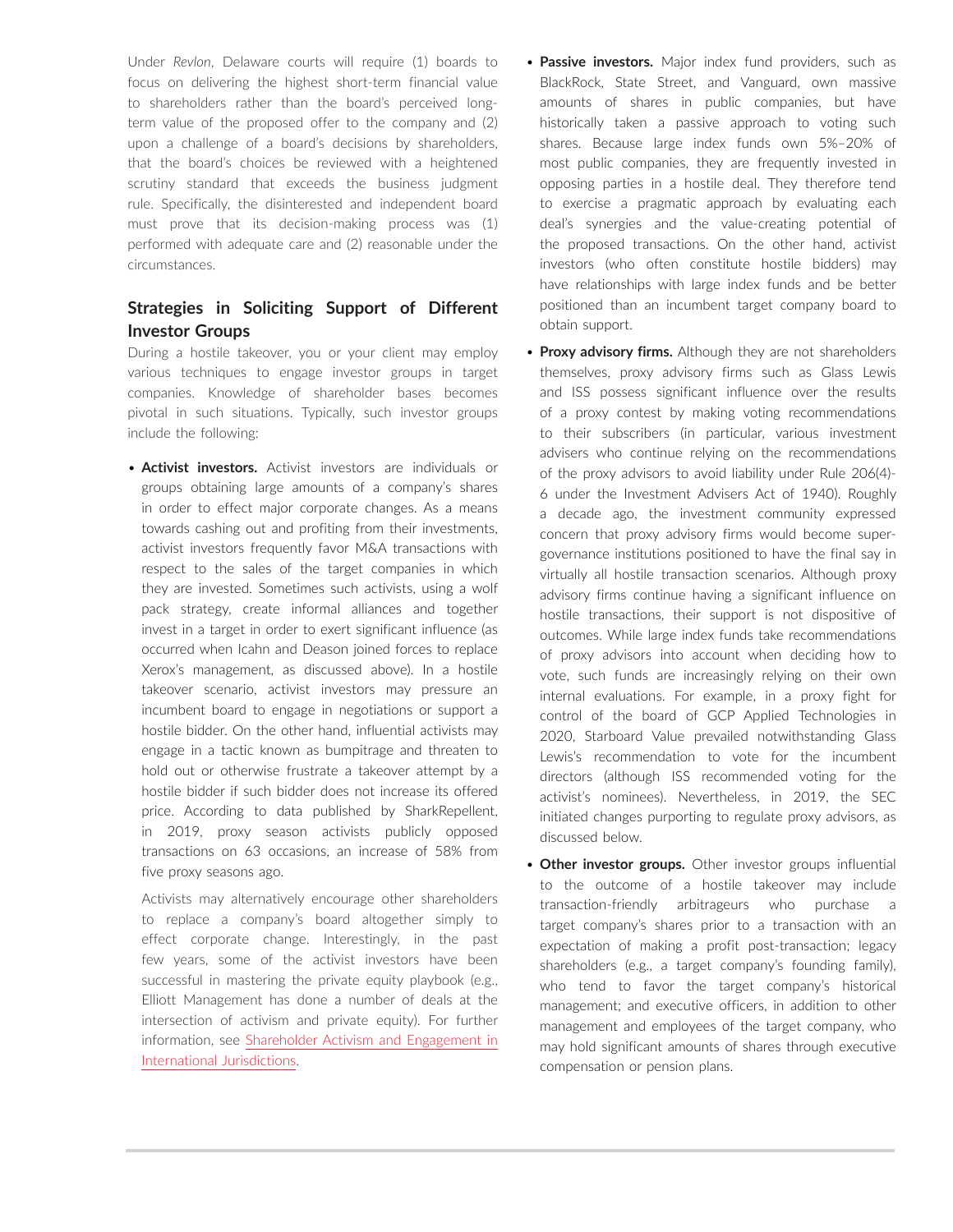Under *Revlon*, Delaware courts will require (1) boards to focus on delivering the highest short-term financial value to shareholders rather than the board's perceived long-term value of the proposed offer to the company and (2) upon a challenge of a board's decisions by shareholders, that the board's choices be reviewed with a heightened scrutiny standard that exceeds the business judgment rule. Specifically, the disinterested and independent board must prove that its decision-making process was (1) performed with adequate care and (2) reasonable under the circumstances.

## Strategies in Soliciting Support of Different Investor Groups

During a hostile takeover, you or your client may employ various techniques to engage investor groups in target companies. Knowledge of shareholder bases becomes pivotal in such situations. Typically, such investor groups include the following:

- **Activist investors.** Activist investors are individuals or groups obtaining large amounts of a company's shares in order to effect major corporate changes. As a means towards cashing out and profiting from their investments, activist investors frequently favor M&A transactions with respect to the sales of the target companies in which they are invested. Sometimes such activists, using a wolf pack strategy, create informal alliances and together invest in a target in order to exert significant influence (as occurred when Icahn and Deason joined forces to replace Xerox's management, as discussed above). In a hostile takeover scenario, activist investors may pressure an incumbent board to engage in negotiations or support a hostile bidder. On the other hand, influential activists may engage in a tactic known as bumpitrage and threaten to hold out or otherwise frustrate a takeover attempt by a hostile bidder if such bidder does not increase its offered price. According to data published by SharkRepellent, in 2019, proxy season activists publicly opposed transactions on 63 occasions, an increase of 58% from five proxy seasons ago.

  Activists may alternatively encourage other shareholders to replace a company's board altogether simply to effect corporate change. Interestingly, in the past few years, some of the activist investors have been successful in mastering the private equity playbook (e.g., Elliott Management has done a number of deals at the intersection of activism and private equity). For further information, see Shareholder Activism and Engagement in International Jurisdictions.

- **Passive investors.** Major index fund providers, such as BlackRock, State Street, and Vanguard, own massive amounts of shares in public companies, but have historically taken a passive approach to voting such shares. Because large index funds own 5%–20% of most public companies, they are frequently invested in opposing parties in a hostile deal. They therefore tend to exercise a pragmatic approach by evaluating each deal's synergies and the value-creating potential of the proposed transactions. On the other hand, activist investors (who often constitute hostile bidders) may have relationships with large index funds and be better positioned than an incumbent target company board to obtain support.

- **Proxy advisory firms.** Although they are not shareholders themselves, proxy advisory firms such as Glass Lewis and ISS possess significant influence over the results of a proxy contest by making voting recommendations to their subscribers (in particular, various investment advisers who continue relying on the recommendations of the proxy advisors to avoid liability under Rule 206(4)-6 under the Investment Advisers Act of 1940). Roughly a decade ago, the investment community expressed concern that proxy advisory firms would become super-governance institutions positioned to have the final say in virtually all hostile transaction scenarios. Although proxy advisory firms continue having a significant influence on hostile transactions, their support is not dispositive of outcomes. While large index funds take recommendations of proxy advisors into account when deciding how to vote, such funds are increasingly relying on their own internal evaluations. For example, in a proxy fight for control of the board of GCP Applied Technologies in 2020, Starboard Value prevailed notwithstanding Glass Lewis's recommendation to vote for the incumbent directors (although ISS recommended voting for the activist's nominees). Nevertheless, in 2019, the SEC initiated changes purporting to regulate proxy advisors, as discussed below.

- **Other investor groups.** Other investor groups influential to the outcome of a hostile takeover may include transaction-friendly arbitrageurs who purchase a target company's shares prior to a transaction with an expectation of making a profit post-transaction; legacy shareholders (e.g., a target company's founding family), who tend to favor the target company's historical management; and executive officers, in addition to other management and employees of the target company, who may hold significant amounts of shares through executive compensation or pension plans.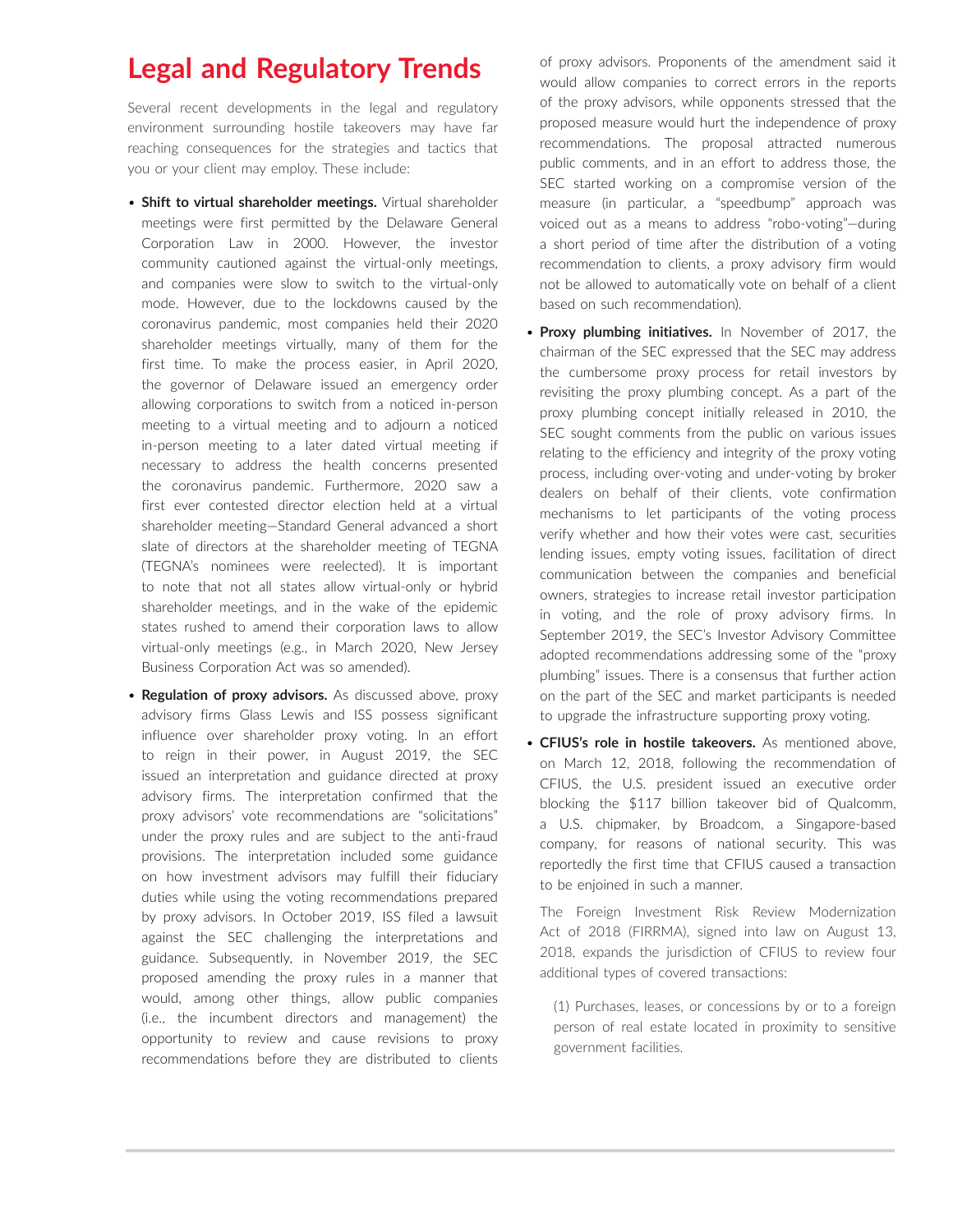# Legal and Regulatory Trends

Several recent developments in the legal and regulatory environment surrounding hostile takeovers may have far reaching consequences for the strategies and tactics that you or your client may employ. These include:

- **Shift to virtual shareholder meetings.** Virtual shareholder meetings were first permitted by the Delaware General Corporation Law in 2000. However, the investor community cautioned against the virtual-only meetings, and companies were slow to switch to the virtual-only mode. However, due to the lockdowns caused by the coronavirus pandemic, most companies held their 2020 shareholder meetings virtually, many of them for the first time. To make the process easier, in April 2020, the governor of Delaware issued an emergency order allowing corporations to switch from a noticed in-person meeting to a virtual meeting and to adjourn a noticed in-person meeting to a later dated virtual meeting if necessary to address the health concerns presented the coronavirus pandemic. Furthermore, 2020 saw a first ever contested director election held at a virtual shareholder meeting—Standard General advanced a short slate of directors at the shareholder meeting of TEGNA (TEGNA's nominees were reelected). It is important to note that not all states allow virtual-only or hybrid shareholder meetings, and in the wake of the epidemic states rushed to amend their corporation laws to allow virtual-only meetings (e.g., in March 2020, New Jersey Business Corporation Act was so amended).
- **Regulation of proxy advisors.** As discussed above, proxy advisory firms Glass Lewis and ISS possess significant influence over shareholder proxy voting. In an effort to reign in their power, in August 2019, the SEC issued an interpretation and guidance directed at proxy advisory firms. The interpretation confirmed that the proxy advisors' vote recommendations are "solicitations" under the proxy rules and are subject to the anti-fraud provisions. The interpretation included some guidance on how investment advisors may fulfill their fiduciary duties while using the voting recommendations prepared by proxy advisors. In October 2019, ISS filed a lawsuit against the SEC challenging the interpretations and guidance. Subsequently, in November 2019, the SEC proposed amending the proxy rules in a manner that would, among other things, allow public companies (i.e., the incumbent directors and management) the opportunity to review and cause revisions to proxy recommendations before they are distributed to clients of proxy advisors. Proponents of the amendment said it would allow companies to correct errors in the reports of the proxy advisors, while opponents stressed that the proposed measure would hurt the independence of proxy recommendations. The proposal attracted numerous public comments, and in an effort to address those, the SEC started working on a compromise version of the measure (in particular, a "speedbump" approach was voiced out as a means to address "robo-voting"—during a short period of time after the distribution of a voting recommendation to clients, a proxy advisory firm would not be allowed to automatically vote on behalf of a client based on such recommendation).
- **Proxy plumbing initiatives.** In November of 2017, the chairman of the SEC expressed that the SEC may address the cumbersome proxy process for retail investors by revisiting the proxy plumbing concept. As a part of the proxy plumbing concept initially released in 2010, the SEC sought comments from the public on various issues relating to the efficiency and integrity of the proxy voting process, including over-voting and under-voting by broker dealers on behalf of their clients, vote confirmation mechanisms to let participants of the voting process verify whether and how their votes were cast, securities lending issues, empty voting issues, facilitation of direct communication between the companies and beneficial owners, strategies to increase retail investor participation in voting, and the role of proxy advisory firms. In September 2019, the SEC's Investor Advisory Committee adopted recommendations addressing some of the "proxy plumbing" issues. There is a consensus that further action on the part of the SEC and market participants is needed to upgrade the infrastructure supporting proxy voting.
- **CFIUS's role in hostile takeovers.** As mentioned above, on March 12, 2018, following the recommendation of CFIUS, the U.S. president issued an executive order blocking the $117 billion takeover bid of Qualcomm, a U.S. chipmaker, by Broadcom, a Singapore-based company, for reasons of national security. This was reportedly the first time that CFIUS caused a transaction to be enjoined in such a manner.

  The Foreign Investment Risk Review Modernization Act of 2018 (FIRRMA), signed into law on August 13, 2018, expands the jurisdiction of CFIUS to review four additional types of covered transactions:

  (1) Purchases, leases, or concessions by or to a foreign person of real estate located in proximity to sensitive government facilities.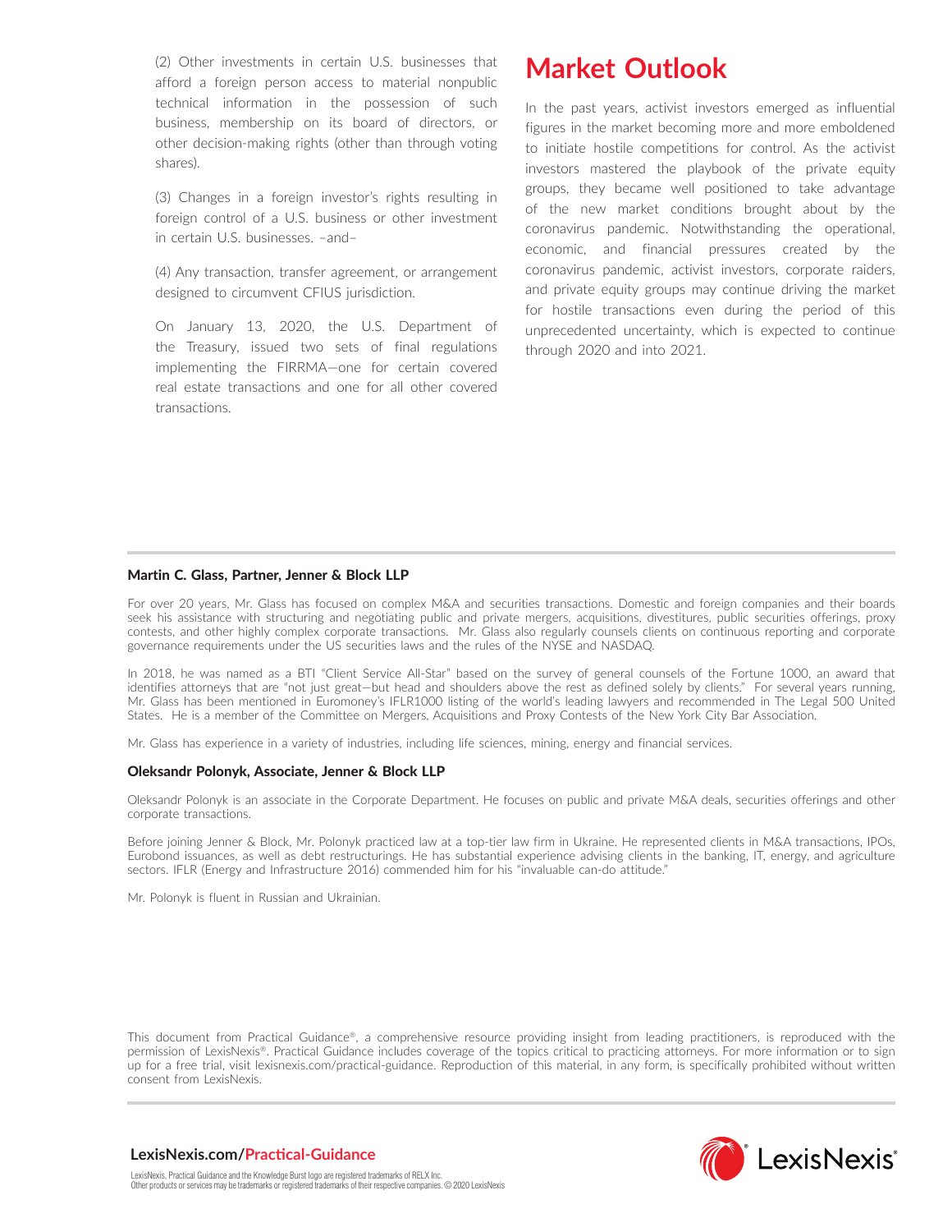(2) Other investments in certain U.S. businesses that afford a foreign person access to material nonpublic technical information in the possession of such business, membership on its board of directors, or other decision-making rights (other than through voting shares).

(3) Changes in a foreign investor's rights resulting in foreign control of a U.S. business or other investment in certain U.S. businesses. –and–

(4) Any transaction, transfer agreement, or arrangement designed to circumvent CFIUS jurisdiction.

On January 13, 2020, the U.S. Department of the Treasury, issued two sets of final regulations implementing the FIRRMA—one for certain covered real estate transactions and one for all other covered transactions.

# Market Outlook

In the past years, activist investors emerged as influential figures in the market becoming more and more emboldened to initiate hostile competitions for control. As the activist investors mastered the playbook of the private equity groups, they became well positioned to take advantage of the new market conditions brought about by the coronavirus pandemic. Notwithstanding the operational, economic, and financial pressures created by the coronavirus pandemic, activist investors, corporate raiders, and private equity groups may continue driving the market for hostile transactions even during the period of this unprecedented uncertainty, which is expected to continue through 2020 and into 2021.

**Martin C. Glass, Partner, Jenner & Block LLP**

For over 20 years, Mr. Glass has focused on complex M&A and securities transactions. Domestic and foreign companies and their boards seek his assistance with structuring and negotiating public and private mergers, acquisitions, divestitures, public securities offerings, proxy contests, and other highly complex corporate transactions. Mr. Glass also regularly counsels clients on continuous reporting and corporate governance requirements under the US securities laws and the rules of the NYSE and NASDAQ.

In 2018, he was named as a BTI "Client Service All-Star" based on the survey of general counsels of the Fortune 1000, an award that identifies attorneys that are "not just great—but head and shoulders above the rest as defined solely by clients." For several years running, Mr. Glass has been mentioned in Euromoney's IFLR1000 listing of the world's leading lawyers and recommended in The Legal 500 United States. He is a member of the Committee on Mergers, Acquisitions and Proxy Contests of the New York City Bar Association.

Mr. Glass has experience in a variety of industries, including life sciences, mining, energy and financial services.

**Oleksandr Polonyk, Associate, Jenner & Block LLP**

Oleksandr Polonyk is an associate in the Corporate Department. He focuses on public and private M&A deals, securities offerings and other corporate transactions.

Before joining Jenner & Block, Mr. Polonyk practiced law at a top-tier law firm in Ukraine. He represented clients in M&A transactions, IPOs, Eurobond issuances, as well as debt restructurings. He has substantial experience advising clients in the banking, IT, energy, and agriculture sectors. IFLR (Energy and Infrastructure 2016) commended him for his "invaluable can-do attitude."

Mr. Polonyk is fluent in Russian and Ukrainian.

This document from Practical Guidance®, a comprehensive resource providing insight from leading practitioners, is reproduced with the permission of LexisNexis®. Practical Guidance includes coverage of the topics critical to practicing attorneys. For more information or to sign up for a free trial, visit lexisnexis.com/practical-guidance. Reproduction of this material, in any form, is specifically prohibited without written consent from LexisNexis.

**LexisNexis.com/Practical-Guidance**

LexisNexis, Practical Guidance and the Knowledge Burst logo are registered trademarks of RELX Inc.
Other products or services may be trademarks or registered trademarks of their respective companies. © 2020 LexisNexis